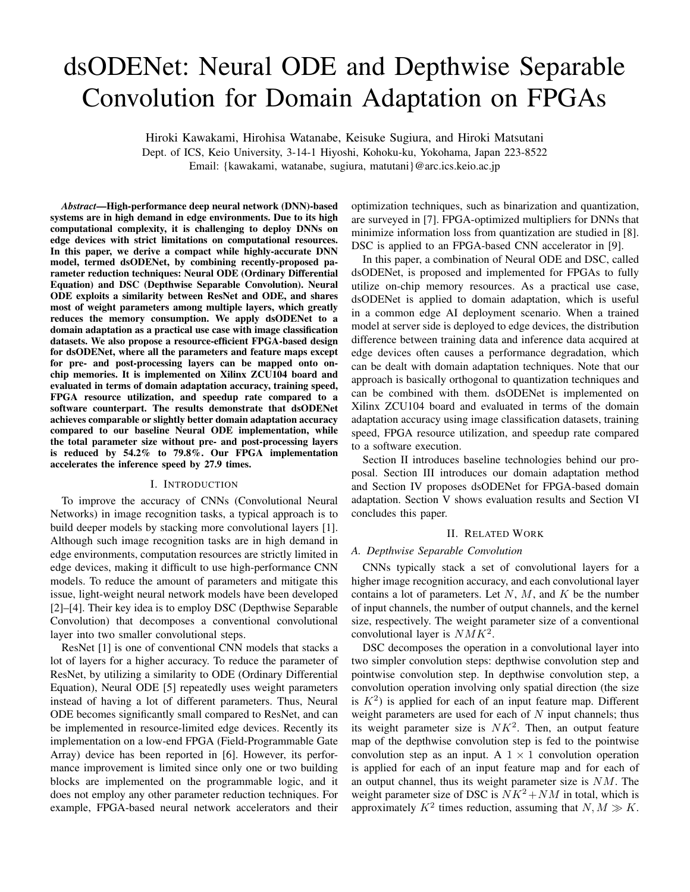# dsODENet: Neural ODE and Depthwise Separable Convolution for Domain Adaptation on FPGAs

Hiroki Kawakami, Hirohisa Watanabe, Keisuke Sugiura, and Hiroki Matsutani
Dept. of ICS, Keio University, 3-14-1 Hiyoshi, Kohoku-ku, Yokohama, Japan 223-8522
Email: {kawakami, watanabe, sugiura, matutani}@arc.ics.keio.ac.jp

***Abstract*—High-performance deep neural network (DNN)-based systems are in high demand in edge environments. Due to its high computational complexity, it is challenging to deploy DNNs on edge devices with strict limitations on computational resources. In this paper, we derive a compact while highly-accurate DNN model, termed dsODENet, by combining recently-proposed parameter reduction techniques: Neural ODE (Ordinary Differential Equation) and DSC (Depthwise Separable Convolution). Neural ODE exploits a similarity between ResNet and ODE, and shares most of weight parameters among multiple layers, which greatly reduces the memory consumption. We apply dsODENet to a domain adaptation as a practical use case with image classification datasets. We also propose a resource-efficient FPGA-based design for dsODENet, where all the parameters and feature maps except for pre- and post-processing layers can be mapped onto on-chip memories. It is implemented on Xilinx ZCU104 board and evaluated in terms of domain adaptation accuracy, training speed, FPGA resource utilization, and speedup rate compared to a software counterpart. The results demonstrate that dsODENet achieves comparable or slightly better domain adaptation accuracy compared to our baseline Neural ODE implementation, while the total parameter size without pre- and post-processing layers is reduced by 54.2% to 79.8%. Our FPGA implementation accelerates the inference speed by 27.9 times.**

## I. Introduction

To improve the accuracy of CNNs (Convolutional Neural Networks) in image recognition tasks, a typical approach is to build deeper models by stacking more convolutional layers [1]. Although such image recognition tasks are in high demand in edge environments, computation resources are strictly limited in edge devices, making it difficult to use high-performance CNN models. To reduce the amount of parameters and mitigate this issue, light-weight neural network models have been developed [2]–[4]. Their key idea is to employ DSC (Depthwise Separable Convolution) that decomposes a conventional convolutional layer into two smaller convolutional steps.

ResNet [1] is one of conventional CNN models that stacks a lot of layers for a higher accuracy. To reduce the parameter of ResNet, by utilizing a similarity to ODE (Ordinary Differential Equation), Neural ODE [5] repeatedly uses weight parameters instead of having a lot of different parameters. Thus, Neural ODE becomes significantly small compared to ResNet, and can be implemented in resource-limited edge devices. Recently its implementation on a low-end FPGA (Field-Programmable Gate Array) device has been reported in [6]. However, its performance improvement is limited since only one or two building blocks are implemented on the programmable logic, and it does not employ any other parameter reduction techniques. For example, FPGA-based neural network accelerators and their optimization techniques, such as binarization and quantization, are surveyed in [7]. FPGA-optimized multipliers for DNNs that minimize information loss from quantization are studied in [8]. DSC is applied to an FPGA-based CNN accelerator in [9].

In this paper, a combination of Neural ODE and DSC, called dsODENet, is proposed and implemented for FPGAs to fully utilize on-chip memory resources. As a practical use case, dsODENet is applied to domain adaptation, which is useful in a common edge AI deployment scenario. When a trained model at server side is deployed to edge devices, the distribution difference between training data and inference data acquired at edge devices often causes a performance degradation, which can be dealt with domain adaptation techniques. Note that our approach is basically orthogonal to quantization techniques and can be combined with them. dsODENet is implemented on Xilinx ZCU104 board and evaluated in terms of the domain adaptation accuracy using image classification datasets, training speed, FPGA resource utilization, and speedup rate compared to a software execution.

Section II introduces baseline technologies behind our proposal. Section III introduces our domain adaptation method and Section IV proposes dsODENet for FPGA-based domain adaptation. Section V shows evaluation results and Section VI concludes this paper.

## II. Related Work

### A. Depthwise Separable Convolution

CNNs typically stack a set of convolutional layers for a higher image recognition accuracy, and each convolutional layer contains a lot of parameters. Let $N$, $M$, and $K$ be the number of input channels, the number of output channels, and the kernel size, respectively. The weight parameter size of a conventional convolutional layer is $NMK^2$.

DSC decomposes the operation in a convolutional layer into two simpler convolution steps: depthwise convolution step and pointwise convolution step. In depthwise convolution step, a convolution operation involving only spatial direction (the size is $K^2$) is applied for each of an input feature map. Different weight parameters are used for each of $N$ input channels; thus its weight parameter size is $NK^2$. Then, an output feature map of the depthwise convolution step is fed to the pointwise convolution step as an input. A $1 \times 1$ convolution operation is applied for each of an input feature map and for each of an output channel, thus its weight parameter size is $NM$. The weight parameter size of DSC is $NK^2 + NM$ in total, which is approximately $K^2$ times reduction, assuming that $N, M \gg K$.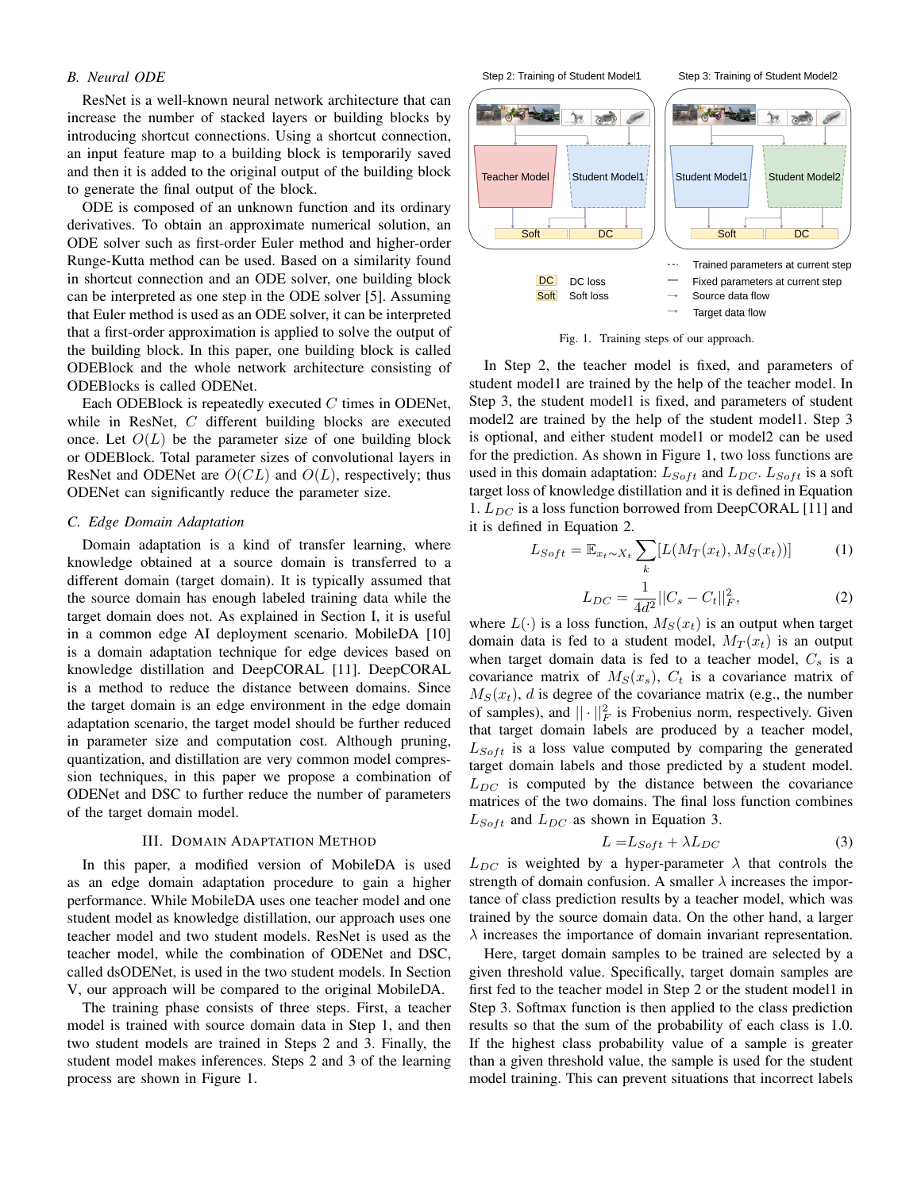### B. Neural ODE

ResNet is a well-known neural network architecture that can increase the number of stacked layers or building blocks by introducing shortcut connections. Using a shortcut connection, an input feature map to a building block is temporarily saved and then it is added to the original output of the building block to generate the final output of the block.

ODE is composed of an unknown function and its ordinary derivatives. To obtain an approximate numerical solution, an ODE solver such as first-order Euler method and higher-order Runge-Kutta method can be used. Based on a similarity found in shortcut connection and an ODE solver, one building block can be interpreted as one step in the ODE solver [5]. Assuming that Euler method is used as an ODE solver, it can be interpreted that a first-order approximation is applied to solve the output of the building block. In this paper, one building block is called ODEBlock and the whole network architecture consisting of ODEBlocks is called ODENet.

Each ODEBlock is repeatedly executed $C$ times in ODENet, while in ResNet, $C$ different building blocks are executed once. Let $O(L)$ be the parameter size of one building block or ODEBlock. Total parameter sizes of convolutional layers in ResNet and ODENet are $O(CL)$ and $O(L)$, respectively; thus ODENet can significantly reduce the parameter size.

### C. Edge Domain Adaptation

Domain adaptation is a kind of transfer learning, where knowledge obtained at a source domain is transferred to a different domain (target domain). It is typically assumed that the source domain has enough labeled training data while the target domain does not. As explained in Section I, it is useful in a common edge AI deployment scenario. MobileDA [10] is a domain adaptation technique for edge devices based on knowledge distillation and DeepCORAL [11]. DeepCORAL is a method to reduce the distance between domains. Since the target domain is an edge environment in the edge domain adaptation scenario, the target model should be further reduced in parameter size and computation cost. Although pruning, quantization, and distillation are very common model compression techniques, in this paper we propose a combination of ODENet and DSC to further reduce the number of parameters of the target domain model.

## III. Domain Adaptation Method

In this paper, a modified version of MobileDA is used as an edge domain adaptation procedure to gain a higher performance. While MobileDA uses one teacher model and one student model as knowledge distillation, our approach uses one teacher model and two student models. ResNet is used as the teacher model, while the combination of ODENet and DSC, called dsODENet, is used in the two student models. In Section V, our approach will be compared to the original MobileDA.

The training phase consists of three steps. First, a teacher model is trained with source domain data in Step 1, and then two student models are trained in Steps 2 and 3. Finally, the student model makes inferences. Steps 2 and 3 of the learning process are shown in Figure 1.

Step 2: Training of Student Model1
Step 3: Training of Student Model2
Teacher Model
Student Model1
Student Model1
Student Model2
Soft
DC
Soft
DC
Trained parameters at current step
Fixed parameters at current step
Source data flow
Target data flow
DC — DC loss
Soft — Soft loss

Fig. 1. Training steps of our approach.

In Step 2, the teacher model is fixed, and parameters of student model1 are trained by the help of the teacher model. In Step 3, the student model1 is fixed, and parameters of student model2 are trained by the help of the student model1. Step 3 is optional, and either student model1 or model2 can be used for the prediction. As shown in Figure 1, two loss functions are used in this domain adaptation: $L_{Soft}$ and $L_{DC}$. $L_{Soft}$ is a soft target loss of knowledge distillation and it is defined in Equation 1. $L_{DC}$ is a loss function borrowed from DeepCORAL [11] and it is defined in Equation 2.

$$L_{Soft} = \mathbb{E}_{x_t \sim X_t} \sum_k [L(M_T(x_t), M_S(x_t))] \tag{1}$$

$$L_{DC} = \frac{1}{4d^2} ||C_s - C_t||_F^2, \tag{2}$$

where $L(\cdot)$ is a loss function, $M_S(x_t)$ is an output when target domain data is fed to a student model, $M_T(x_t)$ is an output when target domain data is fed to a teacher model, $C_s$ is a covariance matrix of $M_S(x_s)$, $C_t$ is a covariance matrix of $M_S(x_t)$, $d$ is degree of the covariance matrix (e.g., the number of samples), and $|| \cdot ||_F^2$ is Frobenius norm, respectively. Given that target domain labels are produced by a teacher model, $L_{Soft}$ is a loss value computed by comparing the generated target domain labels and those predicted by a student model. $L_{DC}$ is computed by the distance between the covariance matrices of the two domains. The final loss function combines $L_{Soft}$ and $L_{DC}$ as shown in Equation 3.

$$L = L_{Soft} + \lambda L_{DC} \tag{3}$$

$L_{DC}$ is weighted by a hyper-parameter $\lambda$ that controls the strength of domain confusion. A smaller $\lambda$ increases the importance of class prediction results by a teacher model, which was trained by the source domain data. On the other hand, a larger $\lambda$ increases the importance of domain invariant representation.

Here, target domain samples to be trained are selected by a given threshold value. Specifically, target domain samples are first fed to the teacher model in Step 2 or the student model1 in Step 3. Softmax function is then applied to the class prediction results so that the sum of the probability of each class is 1.0. If the highest class probability value of a sample is greater than a given threshold value, the sample is used for the student model training. This can prevent situations that incorrect labels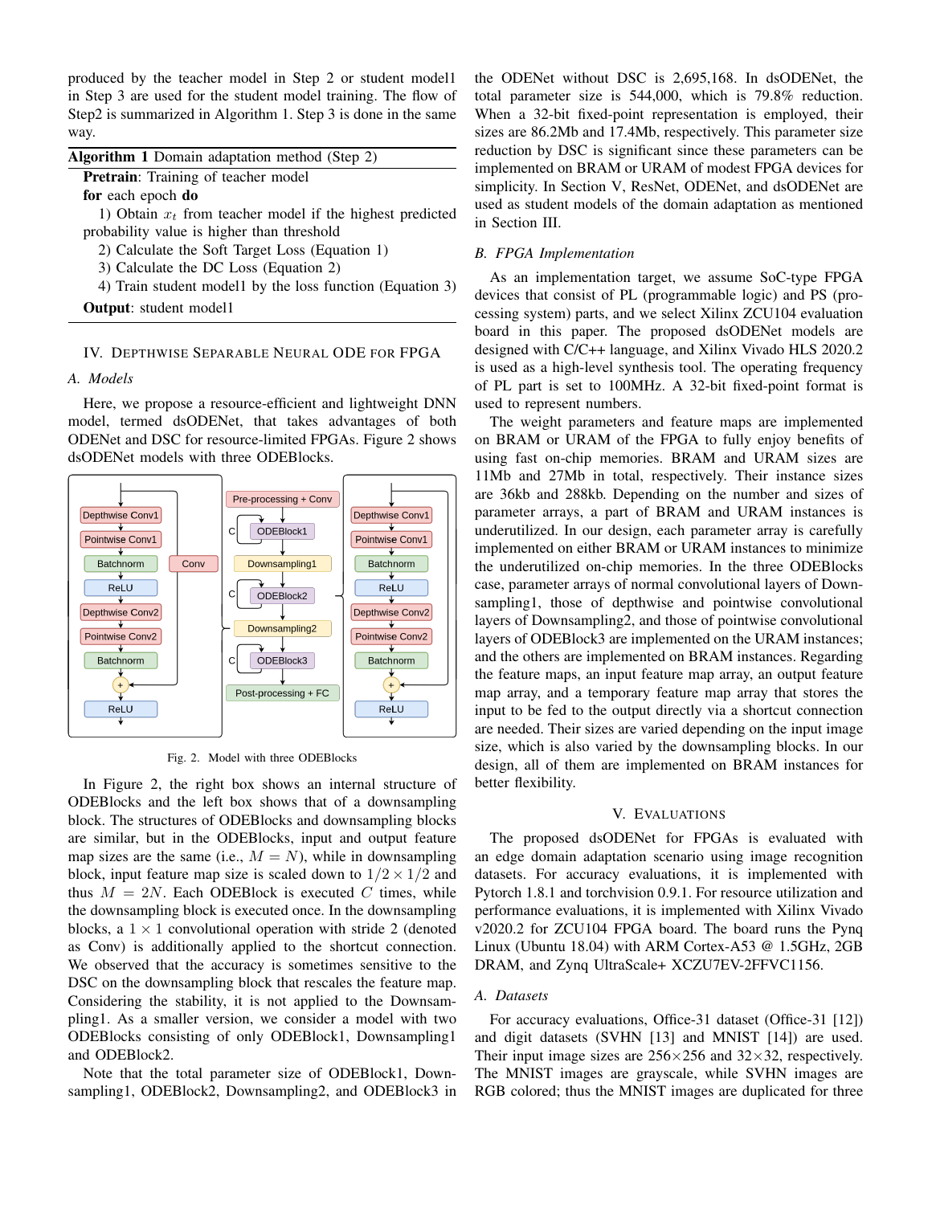produced by the teacher model in Step 2 or student model1 in Step 3 are used for the student model training. The flow of Step2 is summarized in Algorithm 1. Step 3 is done in the same way.

**Algorithm 1** Domain adaptation method (Step 2)

**Pretrain**: Training of teacher model
**for** each epoch **do**
1) Obtain $x_t$ from teacher model if the highest predicted probability value is higher than threshold
2) Calculate the Soft Target Loss (Equation 1)
3) Calculate the DC Loss (Equation 2)
4) Train student model1 by the loss function (Equation 3)

**Output**: student model1

## IV. Depthwise Separable Neural ODE for FPGA

### A. Models

Here, we propose a resource-efficient and lightweight DNN model, termed dsODENet, that takes advantages of both ODENet and DSC for resource-limited FPGAs. Figure 2 shows dsODENet models with three ODEBlocks.

Depthwise Conv1
Pointwise Conv1
Batchnorm
ReLU
Depthwise Conv2
Pointwise Conv2
Batchnorm
ReLU
Conv
Pre-processing + Conv
ODEBlock1
Downsampling1
ODEBlock2
Downsampling2
ODEBlock3
Post-processing + FC
C

Fig. 2. Model with three ODEBlocks

In Figure 2, the right box shows an internal structure of ODEBlocks and the left box shows that of a downsampling block. The structures of ODEBlocks and downsampling blocks are similar, but in the ODEBlocks, input and output feature map sizes are the same (i.e., $M = N$), while in downsampling block, input feature map size is scaled down to $1/2 \times 1/2$ and thus $M = 2N$. Each ODEBlock is executed $C$ times, while the downsampling block is executed once. In the downsampling blocks, a $1 \times 1$ convolutional operation with stride 2 (denoted as Conv) is additionally applied to the shortcut connection. We observed that the accuracy is sometimes sensitive to the DSC on the downsampling block that rescales the feature map. Considering the stability, it is not applied to the Downsampling1. As a smaller version, we consider a model with two ODEBlocks consisting of only ODEBlock1, Downsampling1 and ODEBlock2.

Note that the total parameter size of ODEBlock1, Downsampling1, ODEBlock2, Downsampling2, and ODEBlock3 in the ODENet without DSC is 2,695,168. In dsODENet, the total parameter size is 544,000, which is 79.8% reduction. When a 32-bit fixed-point representation is employed, their sizes are 86.2Mb and 17.4Mb, respectively. This parameter size reduction by DSC is significant since these parameters can be implemented on BRAM or URAM of modest FPGA devices for simplicity. In Section V, ResNet, ODENet, and dsODENet are used as student models of the domain adaptation as mentioned in Section III.

### B. FPGA Implementation

As an implementation target, we assume SoC-type FPGA devices that consist of PL (programmable logic) and PS (processing system) parts, and we select Xilinx ZCU104 evaluation board in this paper. The proposed dsODENet models are designed with C/C++ language, and Xilinx Vivado HLS 2020.2 is used as a high-level synthesis tool. The operating frequency of PL part is set to 100MHz. A 32-bit fixed-point format is used to represent numbers.

The weight parameters and feature maps are implemented on BRAM or URAM of the FPGA to fully enjoy benefits of using fast on-chip memories. BRAM and URAM sizes are 11Mb and 27Mb in total, respectively. Their instance sizes are 36kb and 288kb. Depending on the number and sizes of parameter arrays, a part of BRAM and URAM instances is underutilized. In our design, each parameter array is carefully implemented on either BRAM or URAM instances to minimize the underutilized on-chip memories. In the three ODEBlocks case, parameter arrays of normal convolutional layers of Downsampling1, those of depthwise and pointwise convolutional layers of Downsampling2, and those of pointwise convolutional layers of ODEBlock3 are implemented on the URAM instances; and the others are implemented on BRAM instances. Regarding the feature maps, an input feature map array, an output feature map array, and a temporary feature map array that stores the input to be fed to the output directly via a shortcut connection are needed. Their sizes are varied depending on the input image size, which is also varied by the downsampling blocks. In our design, all of them are implemented on BRAM instances for better flexibility.

## V. Evaluations

The proposed dsODENet for FPGAs is evaluated with an edge domain adaptation scenario using image recognition datasets. For accuracy evaluations, it is implemented with Pytorch 1.8.1 and torchvision 0.9.1. For resource utilization and performance evaluations, it is implemented with Xilinx Vivado v2020.2 for ZCU104 FPGA board. The board runs the Pynq Linux (Ubuntu 18.04) with ARM Cortex-A53 @ 1.5GHz, 2GB DRAM, and Zynq UltraScale+ XCZU7EV-2FFVC1156.

### A. Datasets

For accuracy evaluations, Office-31 dataset (Office-31 [12]) and digit datasets (SVHN [13] and MNIST [14]) are used. Their input image sizes are 256×256 and 32×32, respectively. The MNIST images are grayscale, while SVHN images are RGB colored; thus the MNIST images are duplicated for three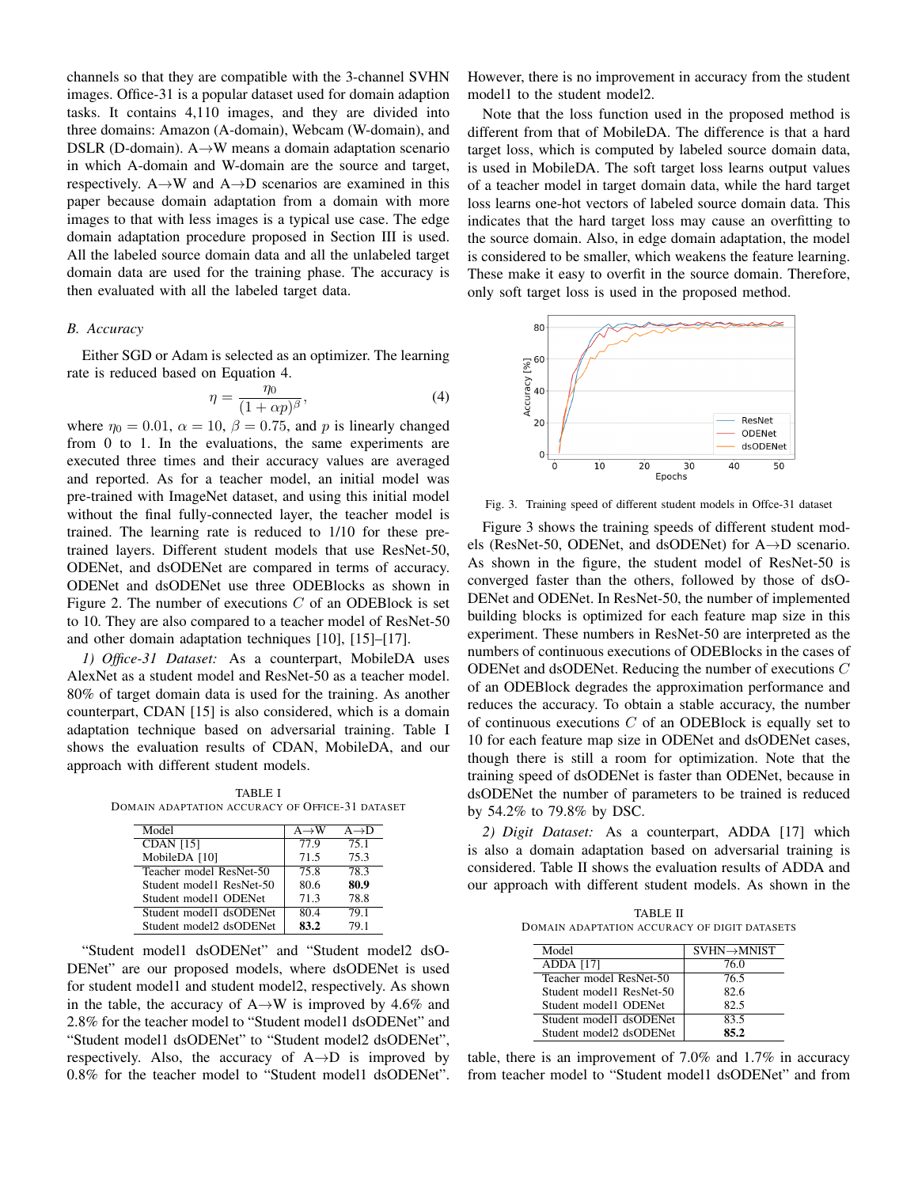channels so that they are compatible with the 3-channel SVHN images. Office-31 is a popular dataset used for domain adaptation tasks. It contains 4,110 images, and they are divided into three domains: Amazon (A-domain), Webcam (W-domain), and DSLR (D-domain). A→W means a domain adaptation scenario in which A-domain and W-domain are the source and target, respectively. A→W and A→D scenarios are examined in this paper because domain adaptation from a domain with more images to that with less images is a typical use case. The edge domain adaptation procedure proposed in Section III is used. All the labeled source domain data and all the unlabeled target domain data are used for the training phase. The accuracy is then evaluated with all the labeled target data.

### *B. Accuracy*

Either SGD or Adam is selected as an optimizer. The learning rate is reduced based on Equation 4.

$$\eta = \frac{\eta_0}{(1 + \alpha p)^{\beta}}, \tag{4}$$

where $\eta_0 = 0.01$, $\alpha = 10$, $\beta = 0.75$, and $p$ is linearly changed from 0 to 1. In the evaluations, the same experiments are executed three times and their accuracy values are averaged and reported. As for a teacher model, an initial model was pre-trained with ImageNet dataset, and using this initial model without the final fully-connected layer, the teacher model is trained. The learning rate is reduced to 1/10 for these pre-trained layers. Different student models that use ResNet-50, ODENet, and dsODENet are compared in terms of accuracy. ODENet and dsODENet use three ODEBlocks as shown in Figure 2. The number of executions $C$ of an ODEBlock is set to 10. They are also compared to a teacher model of ResNet-50 and other domain adaptation techniques [10], [15]–[17].

*1) Office-31 Dataset:* As a counterpart, MobileDA uses AlexNet as a student model and ResNet-50 as a teacher model. 80% of target domain data is used for the training. As another counterpart, CDAN [15] is also considered, which is a domain adaptation technique based on adversarial training. Table I shows the evaluation results of CDAN, MobileDA, and our approach with different student models.

TABLE I
DOMAIN ADAPTATION ACCURACY OF OFFICE-31 DATASET

| Model | A→W | A→D |
|---|---|---|
| CDAN [15] | 77.9 | 75.1 |
| MobileDA [10] | 71.5 | 75.3 |
| Teacher model ResNet-50 | 75.8 | 78.3 |
| Student model1 ResNet-50 | 80.6 | **80.9** |
| Student model1 ODENet | 71.3 | 78.8 |
| Student model1 dsODENet | 80.4 | 79.1 |
| Student model2 dsODENet | **83.2** | 79.1 |

"Student model1 dsODENet" and "Student model2 dsODENet" are our proposed models, where dsODENet is used for student model1 and student model2, respectively. As shown in the table, the accuracy of A→W is improved by 4.6% and 2.8% for the teacher model to "Student model1 dsODENet" and "Student model1 dsODENet" to "Student model2 dsODENet", respectively. Also, the accuracy of A→D is improved by 0.8% for the teacher model to "Student model1 dsODENet". However, there is no improvement in accuracy from the student model1 to the student model2.

Note that the loss function used in the proposed method is different from that of MobileDA. The difference is that a hard target loss, which is computed by labeled source domain data, is used in MobileDA. The soft target loss learns output values of a teacher model in target domain data, while the hard target loss learns one-hot vectors of labeled source domain data. This indicates that the hard target loss may cause an overfitting to the source domain. Also, in edge domain adaptation, the model is considered to be smaller, which weakens the feature learning. These make it easy to overfit in the source domain. Therefore, only soft target loss is used in the proposed method.

80
60
40
20
0
Accuracy [%]
0
10
20
30
40
50
Epochs
ResNet
ODENet
dsODENet

Fig. 3. Training speed of different student models in Offce-31 dataset

Figure 3 shows the training speeds of different student models (ResNet-50, ODENet, and dsODENet) for A→D scenario. As shown in the figure, the student model of ResNet-50 is converged faster than the others, followed by those of dsODENet and ODENet. In ResNet-50, the number of implemented building blocks is optimized for each feature map size in this experiment. These numbers in ResNet-50 are interpreted as the numbers of continuous executions of ODEBlocks in the cases of ODENet and dsODENet. Reducing the number of executions $C$ of an ODEBlock degrades the approximation performance and reduces the accuracy. To obtain a stable accuracy, the number of continuous executions $C$ of an ODEBlock is equally set to 10 for each feature map size in ODENet and dsODENet cases, though there is still a room for optimization. Note that the training speed of dsODENet is faster than ODENet, because in dsODENet the number of parameters to be trained is reduced by 54.2% to 79.8% by DSC.

*2) Digit Dataset:* As a counterpart, ADDA [17] which is also a domain adaptation based on adversarial training is considered. Table II shows the evaluation results of ADDA and our approach with different student models. As shown in the

TABLE II
DOMAIN ADAPTATION ACCURACY OF DIGIT DATASETS

| Model | SVHN→MNIST |
|---|---|
| ADDA [17] | 76.0 |
| Teacher model ResNet-50 | 76.5 |
| Student model1 ResNet-50 | 82.6 |
| Student model1 ODENet | 82.5 |
| Student model1 dsODENet | 83.5 |
| Student model2 dsODENet | **85.2** |

table, there is an improvement of 7.0% and 1.7% in accuracy from teacher model to "Student model1 dsODENet" and from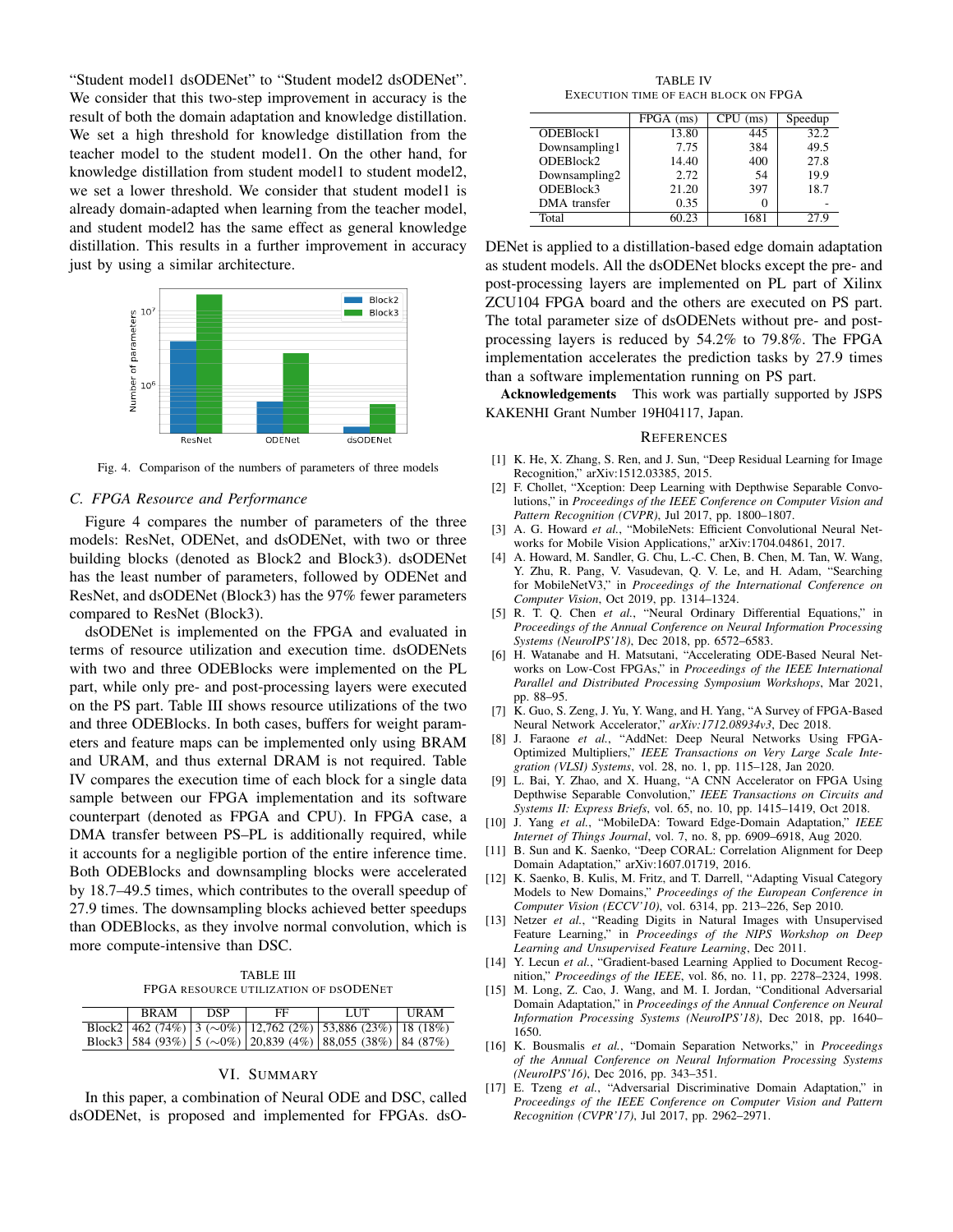"Student model1 dsODENet" to "Student model2 dsODENet". We consider that this two-step improvement in accuracy is the result of both the domain adaptation and knowledge distillation. We set a high threshold for knowledge distillation from the teacher model to the student model1. On the other hand, for knowledge distillation from student model1 to student model2, we set a lower threshold. We consider that student model1 is already domain-adapted when learning from the teacher model, and student model2 has the same effect as general knowledge distillation. This results in a further improvement in accuracy just by using a similar architecture.

Block2
Block3
Number of parameters
$10^7$
$10^6$
ResNet
ODENet
dsODENet

Fig. 4. Comparison of the numbers of parameters of three models

### C. FPGA Resource and Performance

Figure 4 compares the number of parameters of the three models: ResNet, ODENet, and dsODENet, with two or three building blocks (denoted as Block2 and Block3). dsODENet has the least number of parameters, followed by ODENet and ResNet, and dsODENet (Block3) has the 97% fewer parameters compared to ResNet (Block3).

dsODENet is implemented on the FPGA and evaluated in terms of resource utilization and execution time. dsODENets with two and three ODEBlocks were implemented on the PL part, while only pre- and post-processing layers were executed on the PS part. Table III shows resource utilizations of the two and three ODEBlocks. In both cases, buffers for weight parameters and feature maps can be implemented only using BRAM and URAM, and thus external DRAM is not required. Table IV compares the execution time of each block for a single data sample between our FPGA implementation and its software counterpart (denoted as FPGA and CPU). In FPGA case, a DMA transfer between PS–PL is additionally required, while it accounts for a negligible portion of the entire inference time. Both ODEBlocks and downsampling blocks were accelerated by 18.7–49.5 times, which contributes to the overall speedup of 27.9 times. The downsampling blocks achieved better speedups than ODEBlocks, as they involve normal convolution, which is more compute-intensive than DSC.

TABLE III
FPGA RESOURCE UTILIZATION OF DSODENET

| | BRAM | DSP | FF | LUT | URAM |
|---|---|---|---|---|---|
| Block2 | 462 (74%) | 3 (∼0%) | 12,762 (2%) | 53,886 (23%) | 18 (18%) |
| Block3 | 584 (93%) | 5 (∼0%) | 20,839 (4%) | 88,055 (38%) | 84 (87%) |

## VI. SUMMARY

In this paper, a combination of Neural ODE and DSC, called dsODENet, is proposed and implemented for FPGAs. dsODENet is applied to a distillation-based edge domain adaptation as student models. All the dsODENet blocks except the pre- and post-processing layers are implemented on PL part of Xilinx ZCU104 FPGA board and the others are executed on PS part. The total parameter size of dsODENets without pre- and post-processing layers is reduced by 54.2% to 79.8%. The FPGA implementation accelerates the prediction tasks by 27.9 times than a software implementation running on PS part.

TABLE IV
EXECUTION TIME OF EACH BLOCK ON FPGA

| | FPGA (ms) | CPU (ms) | Speedup |
|---|---|---|---|
| ODEBlock1 | 13.80 | 445 | 32.2 |
| Downsampling1 | 7.75 | 384 | 49.5 |
| ODEBlock2 | 14.40 | 400 | 27.8 |
| Downsampling2 | 2.72 | 54 | 19.9 |
| ODEBlock3 | 21.20 | 397 | 18.7 |
| DMA transfer | 0.35 | 0 | - |
| Total | 60.23 | 1681 | 27.9 |

**Acknowledgements** This work was partially supported by JSPS KAKENHI Grant Number 19H04117, Japan.

## REFERENCES

[1] K. He, X. Zhang, S. Ren, and J. Sun, "Deep Residual Learning for Image Recognition," arXiv:1512.03385, 2015.

[2] F. Chollet, "Xception: Deep Learning with Depthwise Separable Convolutions," in *Proceedings of the IEEE Conference on Computer Vision and Pattern Recognition (CVPR)*, Jul 2017, pp. 1800–1807.

[3] A. G. Howard *et al.*, "MobileNets: Efficient Convolutional Neural Networks for Mobile Vision Applications," arXiv:1704.04861, 2017.

[4] A. Howard, M. Sandler, G. Chu, L.-C. Chen, B. Chen, M. Tan, W. Wang, Y. Zhu, R. Pang, V. Vasudevan, Q. V. Le, and H. Adam, "Searching for MobileNetV3," in *Proceedings of the International Conference on Computer Vision*, Oct 2019, pp. 1314–1324.

[5] R. T. Q. Chen *et al.*, "Neural Ordinary Differential Equations," in *Proceedings of the Annual Conference on Neural Information Processing Systems (NeurIPS'18)*, Dec 2018, pp. 6572–6583.

[6] H. Watanabe and H. Matsutani, "Accelerating ODE-Based Neural Networks on Low-Cost FPGAs," in *Proceedings of the IEEE International Parallel and Distributed Processing Symposium Workshops*, Mar 2021, pp. 88–95.

[7] K. Guo, S. Zeng, J. Yu, Y. Wang, and H. Yang, "A Survey of FPGA-Based Neural Network Accelerator," *arXiv:1712.08934v3*, Dec 2018.

[8] J. Faraone *et al.*, "AddNet: Deep Neural Networks Using FPGA-Optimized Multipliers," *IEEE Transactions on Very Large Scale Integration (VLSI) Systems*, vol. 28, no. 1, pp. 115–128, Jan 2020.

[9] L. Bai, Y. Zhao, and X. Huang, "A CNN Accelerator on FPGA Using Depthwise Separable Convolution," *IEEE Transactions on Circuits and Systems II: Express Briefs*, vol. 65, no. 10, pp. 1415–1419, Oct 2018.

[10] J. Yang *et al.*, "MobileDA: Toward Edge-Domain Adaptation," *IEEE Internet of Things Journal*, vol. 7, no. 8, pp. 6909–6918, Aug 2020.

[11] B. Sun and K. Saenko, "Deep CORAL: Correlation Alignment for Deep Domain Adaptation," arXiv:1607.01719, 2016.

[12] K. Saenko, B. Kulis, M. Fritz, and T. Darrell, "Adapting Visual Category Models to New Domains," *Proceedings of the European Conference in Computer Vision (ECCV'10)*, vol. 6314, pp. 213–226, Sep 2010.

[13] Netzer *et al.*, "Reading Digits in Natural Images with Unsupervised Feature Learning," in *Proceedings of the NIPS Workshop on Deep Learning and Unsupervised Feature Learning*, Dec 2011.

[14] Y. Lecun *et al.*, "Gradient-based Learning Applied to Document Recognition," *Proceedings of the IEEE*, vol. 86, no. 11, pp. 2278–2324, 1998.

[15] M. Long, Z. Cao, J. Wang, and M. I. Jordan, "Conditional Adversarial Domain Adaptation," in *Proceedings of the Annual Conference on Neural Information Processing Systems (NeurIPS'18)*, Dec 2018, pp. 1640–1650.

[16] K. Bousmalis *et al.*, "Domain Separation Networks," in *Proceedings of the Annual Conference on Neural Information Processing Systems (NeurIPS'16)*, Dec 2016, pp. 343–351.

[17] E. Tzeng *et al.*, "Adversarial Discriminative Domain Adaptation," in *Proceedings of the IEEE Conference on Computer Vision and Pattern Recognition (CVPR'17)*, Jul 2017, pp. 2962–2971.